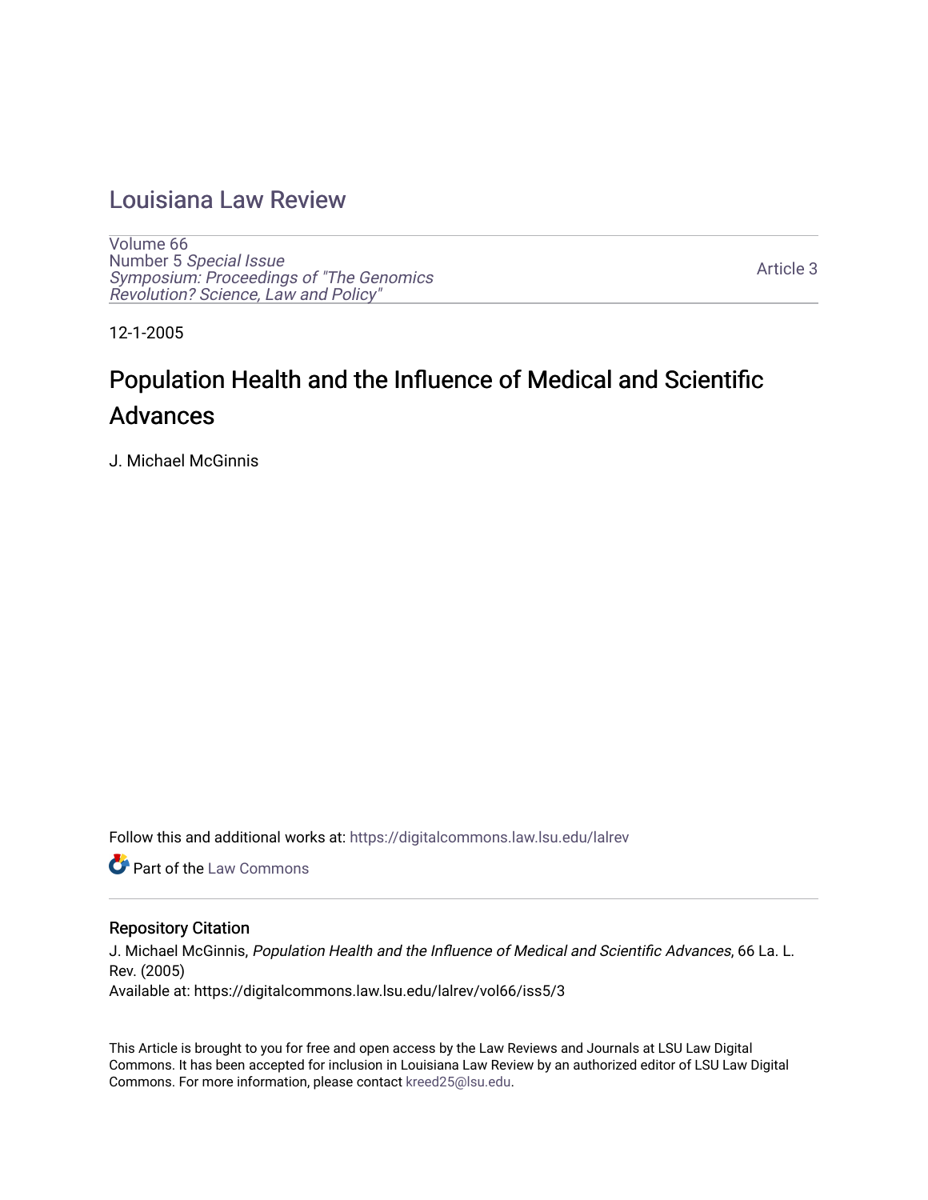# Louisiana Law Review

Volume 66
Number 5 *Special Issue*
*Symposium: Proceedings of "The Genomics Revolution? Science, Law and Policy"*

Article 3

12-1-2005

## Population Health and the Influence of Medical and Scientific Advances

J. Michael McGinnis

Follow this and additional works at: https://digitalcommons.law.lsu.edu/lalrev

Part of the Law Commons

### Repository Citation

J. Michael McGinnis, *Population Health and the Influence of Medical and Scientific Advances*, 66 La. L. Rev. (2005)
Available at: https://digitalcommons.law.lsu.edu/lalrev/vol66/iss5/3

This Article is brought to you for free and open access by the Law Reviews and Journals at LSU Law Digital Commons. It has been accepted for inclusion in Louisiana Law Review by an authorized editor of LSU Law Digital Commons. For more information, please contact kreed25@lsu.edu.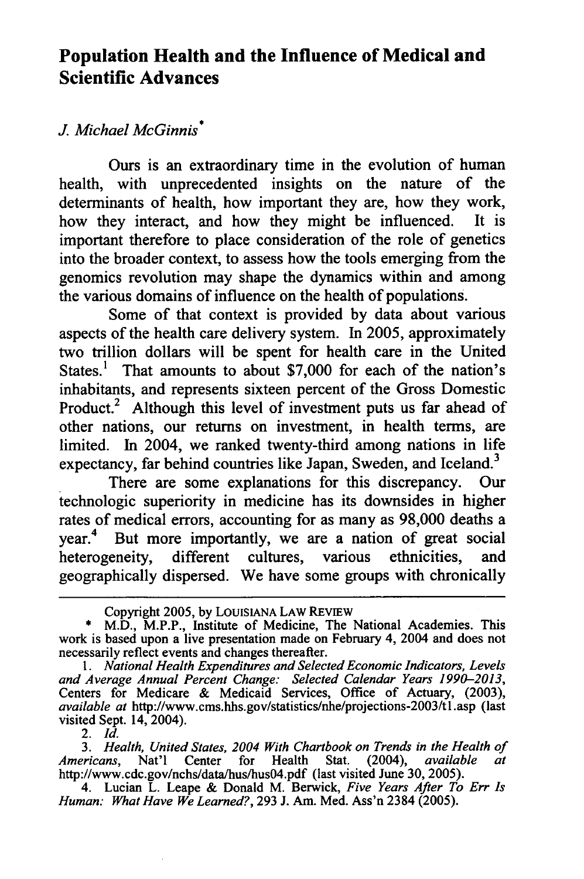# Population Health and the Influence of Medical and Scientific Advances

*J. Michael McGinnis*[*]

Ours is an extraordinary time in the evolution of human health, with unprecedented insights on the nature of the determinants of health, how important they are, how they work, how they interact, and how they might be influenced. It is important therefore to place consideration of the role of genetics into the broader context, to assess how the tools emerging from the genomics revolution may shape the dynamics within and among the various domains of influence on the health of populations.

Some of that context is provided by data about various aspects of the health care delivery system. In 2005, approximately two trillion dollars will be spent for health care in the United States.[1] That amounts to about $7,000 for each of the nation's inhabitants, and represents sixteen percent of the Gross Domestic Product.[2] Although this level of investment puts us far ahead of other nations, our returns on investment, in health terms, are limited. In 2004, we ranked twenty-third among nations in life expectancy, far behind countries like Japan, Sweden, and Iceland.[3]

There are some explanations for this discrepancy. Our technologic superiority in medicine has its downsides in higher rates of medical errors, accounting for as many as 98,000 deaths a year.[4] But more importantly, we are a nation of great social heterogeneity, different cultures, various ethnicities, and geographically dispersed. We have some groups with chronically

---

Copyright 2005, by LOUISIANA LAW REVIEW

* M.D., M.P.P., Institute of Medicine, The National Academies. This work is based upon a live presentation made on February 4, 2004 and does not necessarily reflect events and changes thereafter.

1. *National Health Expenditures and Selected Economic Indicators, Levels and Average Annual Percent Change: Selected Calendar Years 1990–2013*, Centers for Medicare & Medicaid Services, Office of Actuary, (2003), *available at* http://www.cms.hhs.gov/statistics/nhe/projections-2003/t1.asp (last visited Sept. 14, 2004).

2. *Id.*

3. *Health, United States, 2004 With Chartbook on Trends in the Health of Americans*, Nat'l Center for Health Stat. (2004), *available at* http://www.cdc.gov/nchs/data/hus/hus04.pdf (last visited June 30, 2005).

4. Lucian L. Leape & Donald M. Berwick, *Five Years After To Err Is Human: What Have We Learned?*, 293 J. Am. Med. Ass'n 2384 (2005).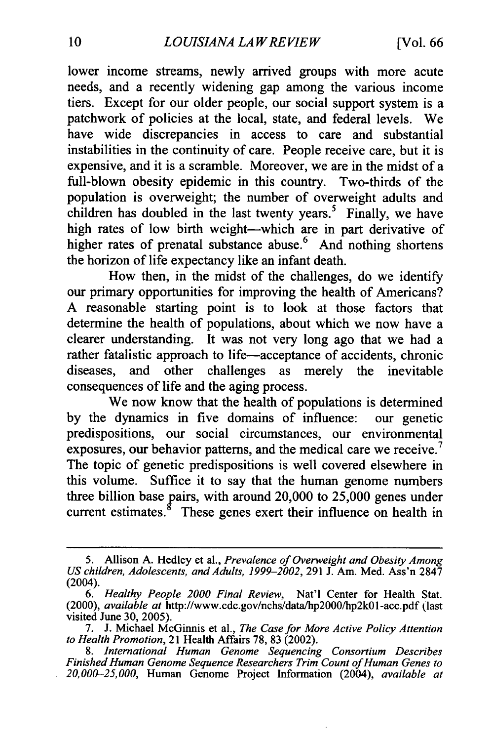lower income streams, newly arrived groups with more acute needs, and a recently widening gap among the various income tiers. Except for our older people, our social support system is a patchwork of policies at the local, state, and federal levels. We have wide discrepancies in access to care and substantial instabilities in the continuity of care. People receive care, but it is expensive, and it is a scramble. Moreover, we are in the midst of a full-blown obesity epidemic in this country. Two-thirds of the population is overweight; the number of overweight adults and children has doubled in the last twenty years.[5] Finally, we have high rates of low birth weight—which are in part derivative of higher rates of prenatal substance abuse.[6] And nothing shortens the horizon of life expectancy like an infant death.

How then, in the midst of the challenges, do we identify our primary opportunities for improving the health of Americans? A reasonable starting point is to look at those factors that determine the health of populations, about which we now have a clearer understanding. It was not very long ago that we had a rather fatalistic approach to life—acceptance of accidents, chronic diseases, and other challenges as merely the inevitable consequences of life and the aging process.

We now know that the health of populations is determined by the dynamics in five domains of influence: our genetic predispositions, our social circumstances, our environmental exposures, our behavior patterns, and the medical care we receive.[7] The topic of genetic predispositions is well covered elsewhere in this volume. Suffice it to say that the human genome numbers three billion base pairs, with around 20,000 to 25,000 genes under current estimates.[8] These genes exert their influence on health in

---

5. Allison A. Hedley et al., *Prevalence of Overweight and Obesity Among US children, Adolescents, and Adults, 1999–2002*, 291 J. Am. Med. Ass'n 2847 (2004).

6. *Healthy People 2000 Final Review*, Nat'l Center for Health Stat. (2000), *available at* http://www.cdc.gov/nchs/data/hp2000/hp2k01-acc.pdf (last visited June 30, 2005).

7. J. Michael McGinnis et al., *The Case for More Active Policy Attention to Health Promotion*, 21 Health Affairs 78, 83 (2002).

8. *International Human Genome Sequencing Consortium Describes Finished Human Genome Sequence Researchers Trim Count of Human Genes to 20,000–25,000*, Human Genome Project Information (2004), *available at*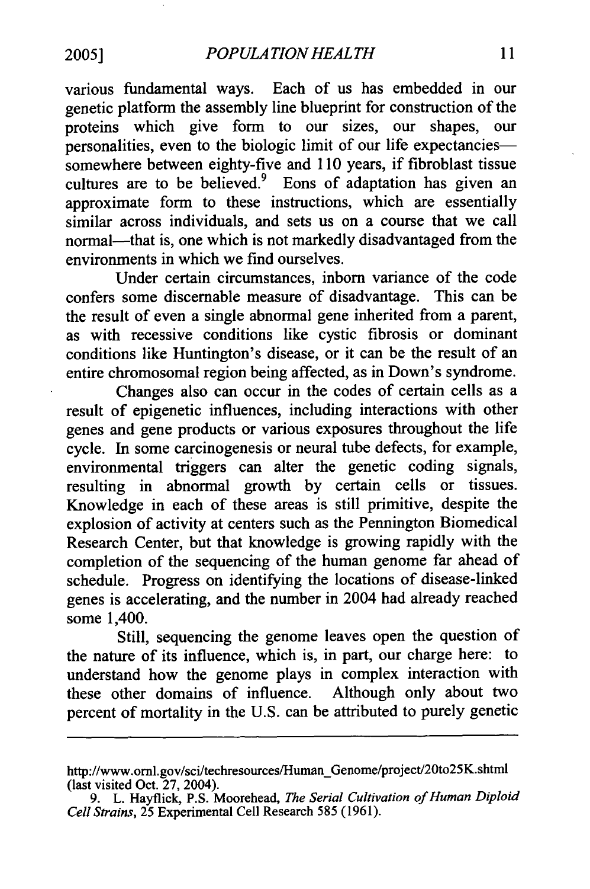various fundamental ways. Each of us has embedded in our genetic platform the assembly line blueprint for construction of the proteins which give form to our sizes, our shapes, our personalities, even to the biologic limit of our life expectancies—somewhere between eighty-five and 110 years, if fibroblast tissue cultures are to be believed.[9] Eons of adaptation has given an approximate form to these instructions, which are essentially similar across individuals, and sets us on a course that we call normal—that is, one which is not markedly disadvantaged from the environments in which we find ourselves.

Under certain circumstances, inborn variance of the code confers some discernable measure of disadvantage. This can be the result of even a single abnormal gene inherited from a parent, as with recessive conditions like cystic fibrosis or dominant conditions like Huntington's disease, or it can be the result of an entire chromosomal region being affected, as in Down's syndrome.

Changes also can occur in the codes of certain cells as a result of epigenetic influences, including interactions with other genes and gene products or various exposures throughout the life cycle. In some carcinogenesis or neural tube defects, for example, environmental triggers can alter the genetic coding signals, resulting in abnormal growth by certain cells or tissues. Knowledge in each of these areas is still primitive, despite the explosion of activity at centers such as the Pennington Biomedical Research Center, but that knowledge is growing rapidly with the completion of the sequencing of the human genome far ahead of schedule. Progress on identifying the locations of disease-linked genes is accelerating, and the number in 2004 had already reached some 1,400.

Still, sequencing the genome leaves open the question of the nature of its influence, which is, in part, our charge here: to understand how the genome plays in complex interaction with these other domains of influence. Although only about two percent of mortality in the U.S. can be attributed to purely genetic

---

http://www.ornl.gov/sci/techresources/Human_Genome/project/20to25K.shtml (last visited Oct. 27, 2004).

9. L. Hayflick, P.S. Moorehead, *The Serial Cultivation of Human Diploid Cell Strains*, 25 Experimental Cell Research 585 (1961).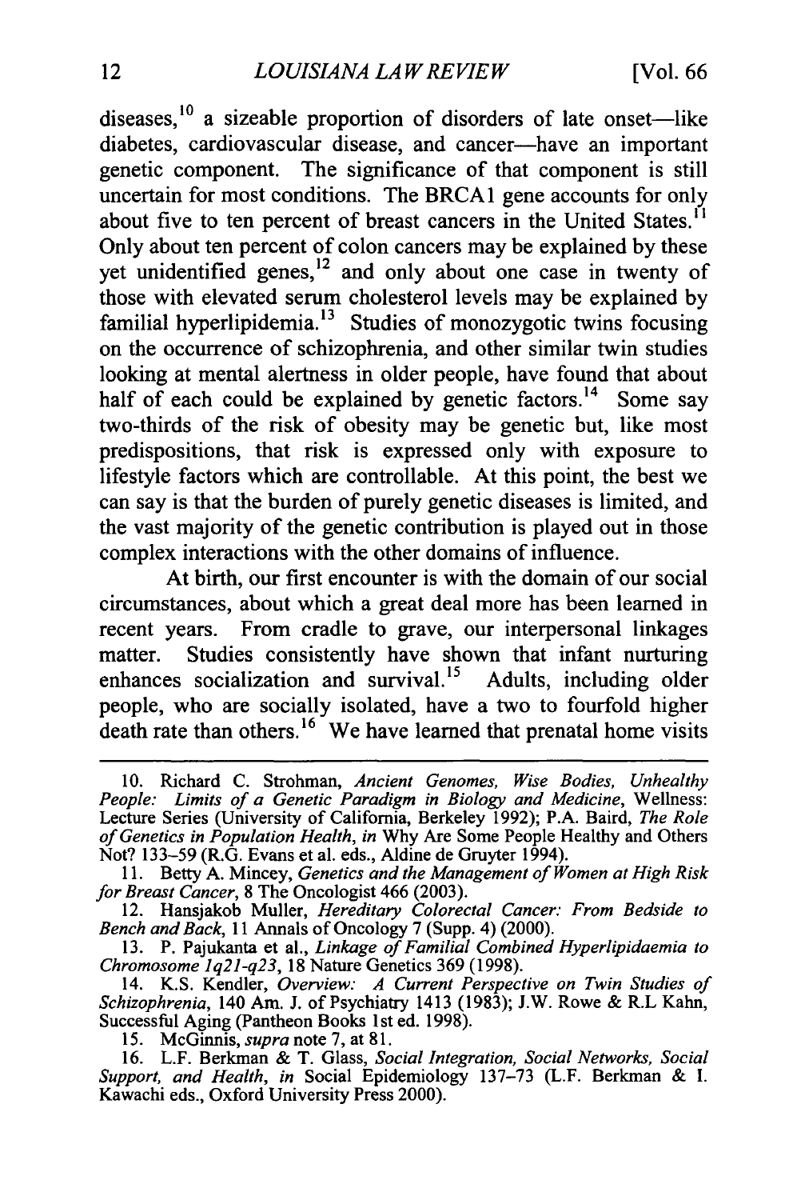diseases,[10] a sizeable proportion of disorders of late onset—like diabetes, cardiovascular disease, and cancer—have an important genetic component. The significance of that component is still uncertain for most conditions. The BRCA1 gene accounts for only about five to ten percent of breast cancers in the United States.[11] Only about ten percent of colon cancers may be explained by these yet unidentified genes,[12] and only about one case in twenty of those with elevated serum cholesterol levels may be explained by familial hyperlipidemia.[13] Studies of monozygotic twins focusing on the occurrence of schizophrenia, and other similar twin studies looking at mental alertness in older people, have found that about half of each could be explained by genetic factors.[14] Some say two-thirds of the risk of obesity may be genetic but, like most predispositions, that risk is expressed only with exposure to lifestyle factors which are controllable. At this point, the best we can say is that the burden of purely genetic diseases is limited, and the vast majority of the genetic contribution is played out in those complex interactions with the other domains of influence.

At birth, our first encounter is with the domain of our social circumstances, about which a great deal more has been learned in recent years. From cradle to grave, our interpersonal linkages matter. Studies consistently have shown that infant nurturing enhances socialization and survival.[15] Adults, including older people, who are socially isolated, have a two to fourfold higher death rate than others.[16] We have learned that prenatal home visits

---

10. Richard C. Strohman, *Ancient Genomes, Wise Bodies, Unhealthy People: Limits of a Genetic Paradigm in Biology and Medicine*, Wellness: Lecture Series (University of California, Berkeley 1992); P.A. Baird, *The Role of Genetics in Population Health*, *in* Why Are Some People Healthy and Others Not? 133–59 (R.G. Evans et al. eds., Aldine de Gruyter 1994).

11. Betty A. Mincey, *Genetics and the Management of Women at High Risk for Breast Cancer*, 8 The Oncologist 466 (2003).

12. Hansjakob Muller, *Hereditary Colorectal Cancer: From Bedside to Bench and Back*, 11 Annals of Oncology 7 (Supp. 4) (2000).

13. P. Pajukanta et al., *Linkage of Familial Combined Hyperlipidaemia to Chromosome 1q21-q23*, 18 Nature Genetics 369 (1998).

14. K.S. Kendler, *Overview: A Current Perspective on Twin Studies of Schizophrenia*, 140 Am. J. of Psychiatry 1413 (1983); J.W. Rowe & R.L Kahn, Successful Aging (Pantheon Books 1st ed. 1998).

15. McGinnis, *supra* note 7, at 81.

16. L.F. Berkman & T. Glass, *Social Integration, Social Networks, Social Support, and Health*, *in* Social Epidemiology 137–73 (L.F. Berkman & I. Kawachi eds., Oxford University Press 2000).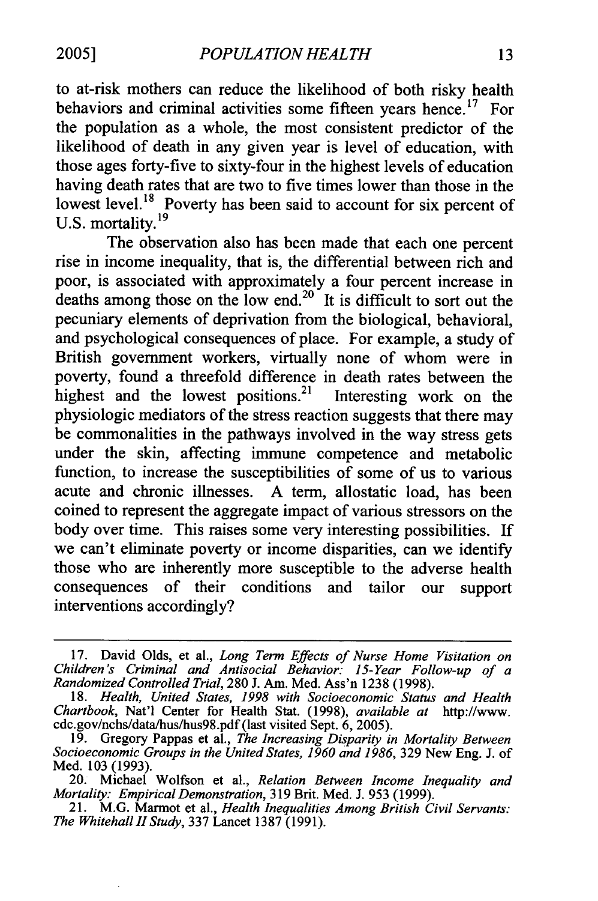to at-risk mothers can reduce the likelihood of both risky health behaviors and criminal activities some fifteen years hence.[17] For the population as a whole, the most consistent predictor of the likelihood of death in any given year is level of education, with those ages forty-five to sixty-four in the highest levels of education having death rates that are two to five times lower than those in the lowest level.[18] Poverty has been said to account for six percent of U.S. mortality.[19]

The observation also has been made that each one percent rise in income inequality, that is, the differential between rich and poor, is associated with approximately a four percent increase in deaths among those on the low end.[20] It is difficult to sort out the pecuniary elements of deprivation from the biological, behavioral, and psychological consequences of place. For example, a study of British government workers, virtually none of whom were in poverty, found a threefold difference in death rates between the highest and the lowest positions.[21] Interesting work on the physiologic mediators of the stress reaction suggests that there may be commonalities in the pathways involved in the way stress gets under the skin, affecting immune competence and metabolic function, to increase the susceptibilities of some of us to various acute and chronic illnesses. A term, allostatic load, has been coined to represent the aggregate impact of various stressors on the body over time. This raises some very interesting possibilities. If we can't eliminate poverty or income disparities, can we identify those who are inherently more susceptible to the adverse health consequences of their conditions and tailor our support interventions accordingly?

---

17. David Olds, et al., *Long Term Effects of Nurse Home Visitation on Children's Criminal and Antisocial Behavior: 15-Year Follow-up of a Randomized Controlled Trial*, 280 J. Am. Med. Ass'n 1238 (1998).

18. *Health, United States, 1998 with Socioeconomic Status and Health Chartbook*, Nat'l Center for Health Stat. (1998), *available at* http://www.cdc.gov/nchs/data/hus/hus98.pdf (last visited Sept. 6, 2005).

19. Gregory Pappas et al., *The Increasing Disparity in Mortality Between Socioeconomic Groups in the United States, 1960 and 1986*, 329 New Eng. J. of Med. 103 (1993).

20. Michael Wolfson et al., *Relation Between Income Inequality and Mortality: Empirical Demonstration*, 319 Brit. Med. J. 953 (1999).

21. M.G. Marmot et al., *Health Inequalities Among British Civil Servants: The Whitehall II Study*, 337 Lancet 1387 (1991).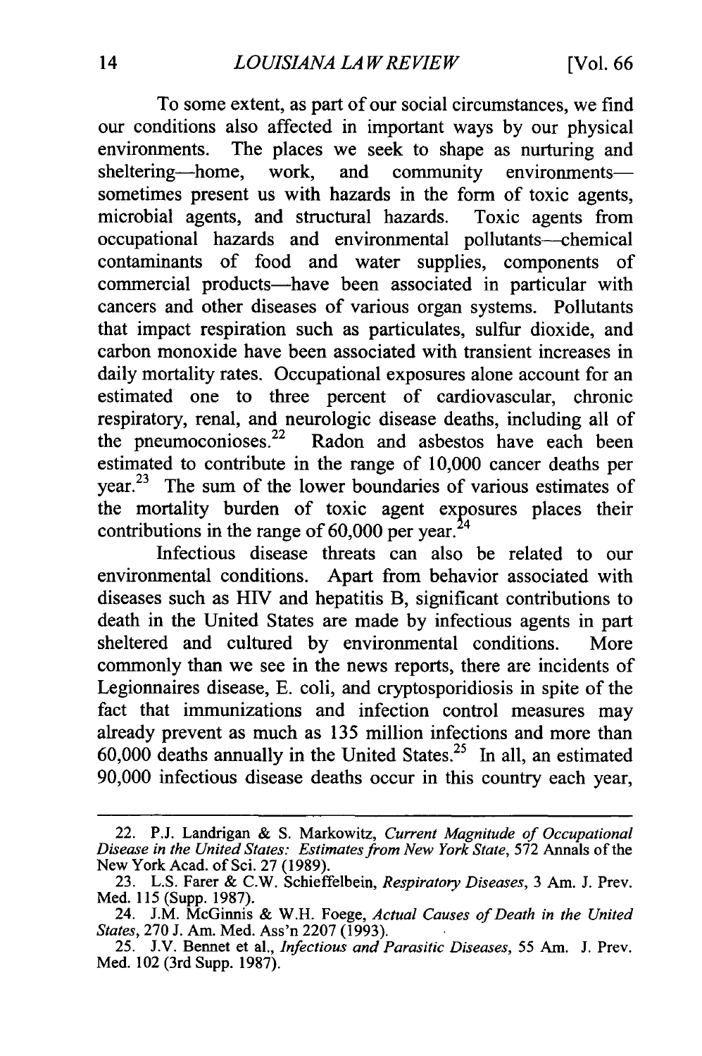To some extent, as part of our social circumstances, we find our conditions also affected in important ways by our physical environments. The places we seek to shape as nurturing and sheltering—home, work, and community environments—sometimes present us with hazards in the form of toxic agents, microbial agents, and structural hazards. Toxic agents from occupational hazards and environmental pollutants—chemical contaminants of food and water supplies, components of commercial products—have been associated in particular with cancers and other diseases of various organ systems. Pollutants that impact respiration such as particulates, sulfur dioxide, and carbon monoxide have been associated with transient increases in daily mortality rates. Occupational exposures alone account for an estimated one to three percent of cardiovascular, chronic respiratory, renal, and neurologic disease deaths, including all of the pneumoconioses.[22] Radon and asbestos have each been estimated to contribute in the range of 10,000 cancer deaths per year.[23] The sum of the lower boundaries of various estimates of the mortality burden of toxic agent exposures places their contributions in the range of 60,000 per year.[24]

Infectious disease threats can also be related to our environmental conditions. Apart from behavior associated with diseases such as HIV and hepatitis B, significant contributions to death in the United States are made by infectious agents in part sheltered and cultured by environmental conditions. More commonly than we see in the news reports, there are incidents of Legionnaires disease, E. coli, and cryptosporidiosis in spite of the fact that immunizations and infection control measures may already prevent as much as 135 million infections and more than 60,000 deaths annually in the United States.[25] In all, an estimated 90,000 infectious disease deaths occur in this country each year,

---

22. P.J. Landrigan & S. Markowitz, *Current Magnitude of Occupational Disease in the United States: Estimates from New York State*, 572 Annals of the New York Acad. of Sci. 27 (1989).

23. L.S. Farer & C.W. Schieffelbein, *Respiratory Diseases*, 3 Am. J. Prev. Med. 115 (Supp. 1987).

24. J.M. McGinnis & W.H. Foege, *Actual Causes of Death in the United States*, 270 J. Am. Med. Ass'n 2207 (1993).

25. J.V. Bennet et al., *Infectious and Parasitic Diseases*, 55 Am. J. Prev. Med. 102 (3rd Supp. 1987).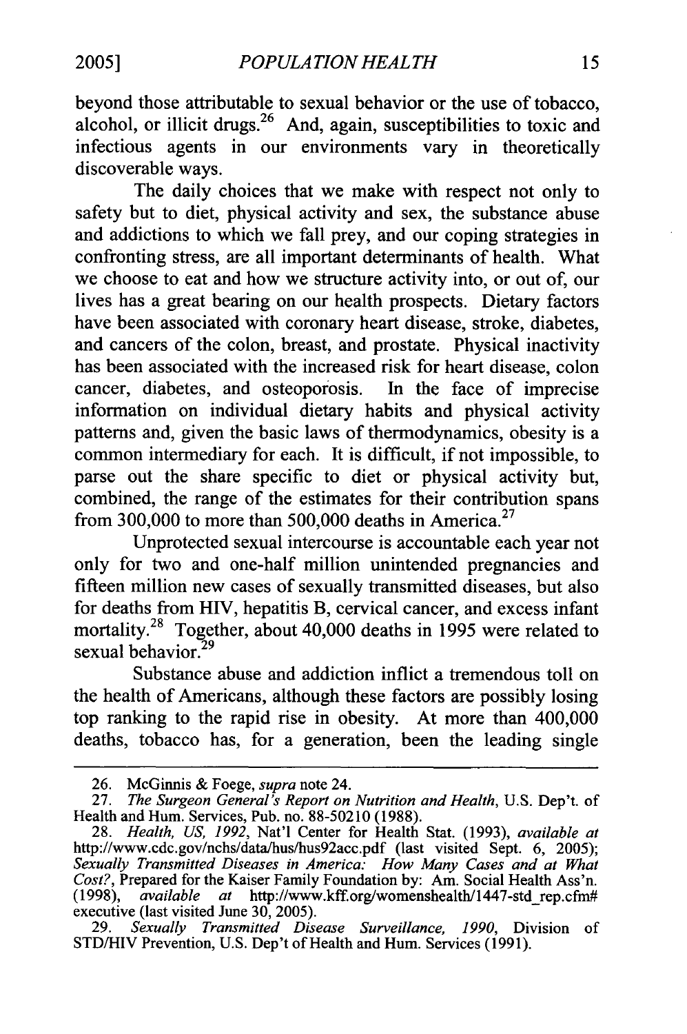beyond those attributable to sexual behavior or the use of tobacco, alcohol, or illicit drugs.[26] And, again, susceptibilities to toxic and infectious agents in our environments vary in theoretically discoverable ways.

The daily choices that we make with respect not only to safety but to diet, physical activity and sex, the substance abuse and addictions to which we fall prey, and our coping strategies in confronting stress, are all important determinants of health. What we choose to eat and how we structure activity into, or out of, our lives has a great bearing on our health prospects. Dietary factors have been associated with coronary heart disease, stroke, diabetes, and cancers of the colon, breast, and prostate. Physical inactivity has been associated with the increased risk for heart disease, colon cancer, diabetes, and osteoporosis. In the face of imprecise information on individual dietary habits and physical activity patterns and, given the basic laws of thermodynamics, obesity is a common intermediary for each. It is difficult, if not impossible, to parse out the share specific to diet or physical activity but, combined, the range of the estimates for their contribution spans from 300,000 to more than 500,000 deaths in America.[27]

Unprotected sexual intercourse is accountable each year not only for two and one-half million unintended pregnancies and fifteen million new cases of sexually transmitted diseases, but also for deaths from HIV, hepatitis B, cervical cancer, and excess infant mortality.[28] Together, about 40,000 deaths in 1995 were related to sexual behavior.[29]

Substance abuse and addiction inflict a tremendous toll on the health of Americans, although these factors are possibly losing top ranking to the rapid rise in obesity. At more than 400,000 deaths, tobacco has, for a generation, been the leading single

---

26. McGinnis & Foege, *supra* note 24.

27. *The Surgeon General's Report on Nutrition and Health*, U.S. Dep't. of Health and Hum. Services, Pub. no. 88-50210 (1988).

28. *Health, US, 1992*, Nat'l Center for Health Stat. (1993), *available at* http://www.cdc.gov/nchs/data/hus/hus92acc.pdf (last visited Sept. 6, 2005); *Sexually Transmitted Diseases in America: How Many Cases and at What Cost?*, Prepared for the Kaiser Family Foundation by: Am. Social Health Ass'n. (1998), *available at* http://www.kff.org/womenshealth/1447-std_rep.cfm#executive (last visited June 30, 2005).

29. *Sexually Transmitted Disease Surveillance, 1990*, Division of STD/HIV Prevention, U.S. Dep't of Health and Hum. Services (1991).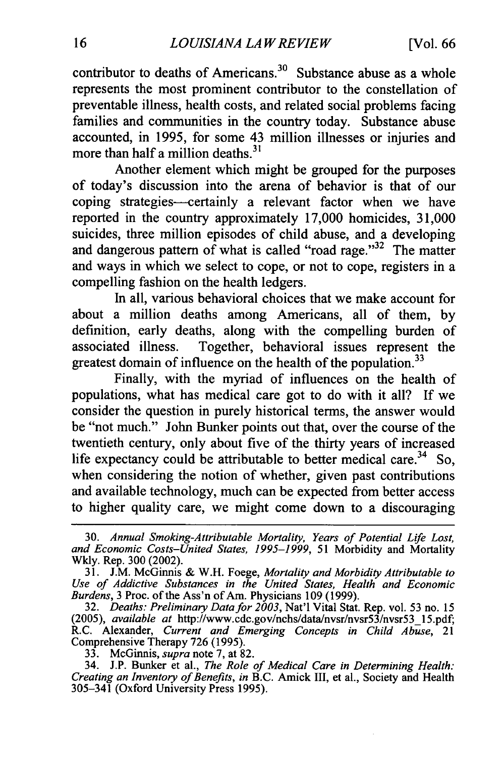contributor to deaths of Americans.[30] Substance abuse as a whole represents the most prominent contributor to the constellation of preventable illness, health costs, and related social problems facing families and communities in the country today. Substance abuse accounted, in 1995, for some 43 million illnesses or injuries and more than half a million deaths.[31]

Another element which might be grouped for the purposes of today's discussion into the arena of behavior is that of our coping strategies—certainly a relevant factor when we have reported in the country approximately 17,000 homicides, 31,000 suicides, three million episodes of child abuse, and a developing and dangerous pattern of what is called "road rage."[32] The matter and ways in which we select to cope, or not to cope, registers in a compelling fashion on the health ledgers.

In all, various behavioral choices that we make account for about a million deaths among Americans, all of them, by definition, early deaths, along with the compelling burden of associated illness. Together, behavioral issues represent the greatest domain of influence on the health of the population.[33]

Finally, with the myriad of influences on the health of populations, what has medical care got to do with it all? If we consider the question in purely historical terms, the answer would be "not much." John Bunker points out that, over the course of the twentieth century, only about five of the thirty years of increased life expectancy could be attributable to better medical care.[34] So, when considering the notion of whether, given past contributions and available technology, much can be expected from better access to higher quality care, we might come down to a discouraging

---

30. *Annual Smoking-Attributable Mortality, Years of Potential Life Lost, and Economic Costs–United States, 1995–1999*, 51 Morbidity and Mortality Wkly. Rep. 300 (2002).

31. J.M. McGinnis & W.H. Foege, *Mortality and Morbidity Attributable to Use of Addictive Substances in the United States, Health and Economic Burdens*, 3 Proc. of the Ass'n of Am. Physicians 109 (1999).

32. *Deaths: Preliminary Data for 2003*, Nat'l Vital Stat. Rep. vol. 53 no. 15 (2005), *available at* http://www.cdc.gov/nchs/data/nvsr/nvsr53/nvsr53_15.pdf; R.C. Alexander, *Current and Emerging Concepts in Child Abuse*, 21 Comprehensive Therapy 726 (1995).

33. McGinnis, *supra* note 7, at 82.

34. J.P. Bunker et al., *The Role of Medical Care in Determining Health: Creating an Inventory of Benefits*, *in* B.C. Amick III, et al., Society and Health 305–341 (Oxford University Press 1995).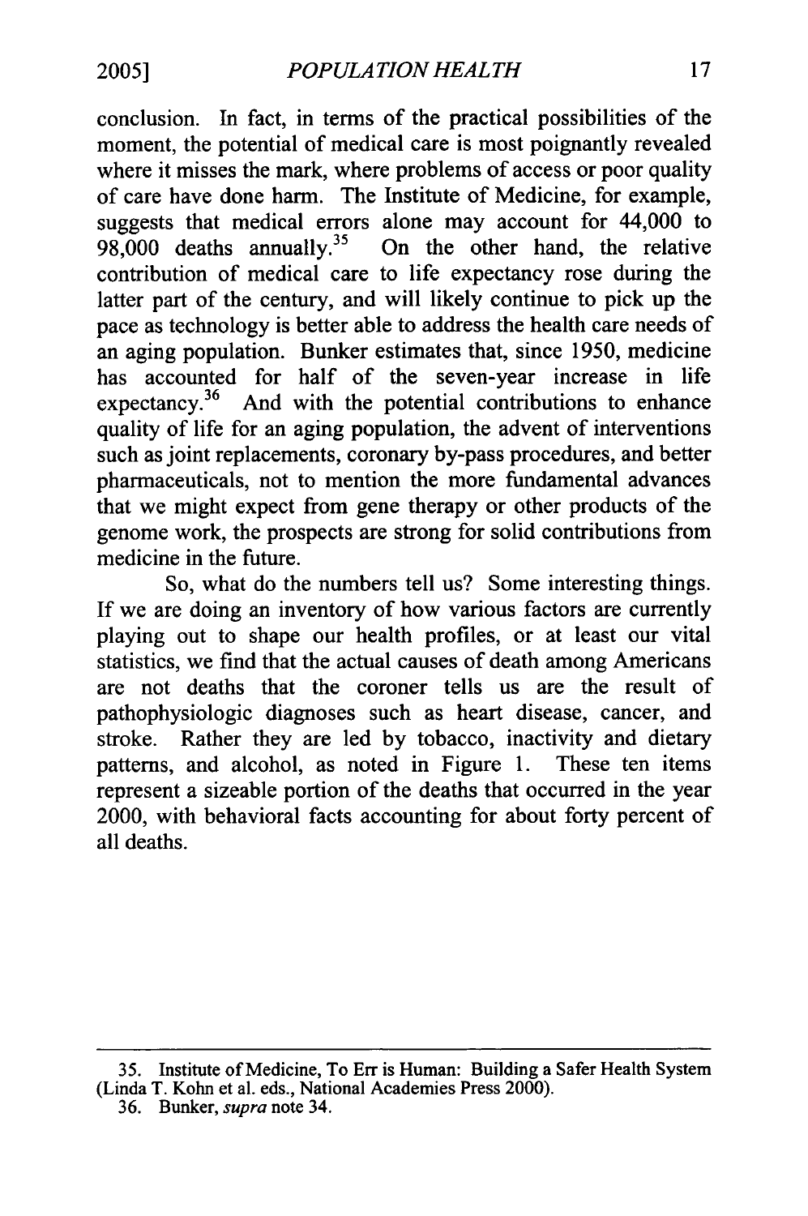conclusion. In fact, in terms of the practical possibilities of the moment, the potential of medical care is most poignantly revealed where it misses the mark, where problems of access or poor quality of care have done harm. The Institute of Medicine, for example, suggests that medical errors alone may account for 44,000 to 98,000 deaths annually.[35] On the other hand, the relative contribution of medical care to life expectancy rose during the latter part of the century, and will likely continue to pick up the pace as technology is better able to address the health care needs of an aging population. Bunker estimates that, since 1950, medicine has accounted for half of the seven-year increase in life expectancy.[36] And with the potential contributions to enhance quality of life for an aging population, the advent of interventions such as joint replacements, coronary by-pass procedures, and better pharmaceuticals, not to mention the more fundamental advances that we might expect from gene therapy or other products of the genome work, the prospects are strong for solid contributions from medicine in the future.

So, what do the numbers tell us? Some interesting things. If we are doing an inventory of how various factors are currently playing out to shape our health profiles, or at least our vital statistics, we find that the actual causes of death among Americans are not deaths that the coroner tells us are the result of pathophysiologic diagnoses such as heart disease, cancer, and stroke. Rather they are led by tobacco, inactivity and dietary patterns, and alcohol, as noted in Figure 1. These ten items represent a sizeable portion of the deaths that occurred in the year 2000, with behavioral facts accounting for about forty percent of all deaths.

---

35. Institute of Medicine, To Err is Human: Building a Safer Health System (Linda T. Kohn et al. eds., National Academies Press 2000).

36. Bunker, *supra* note 34.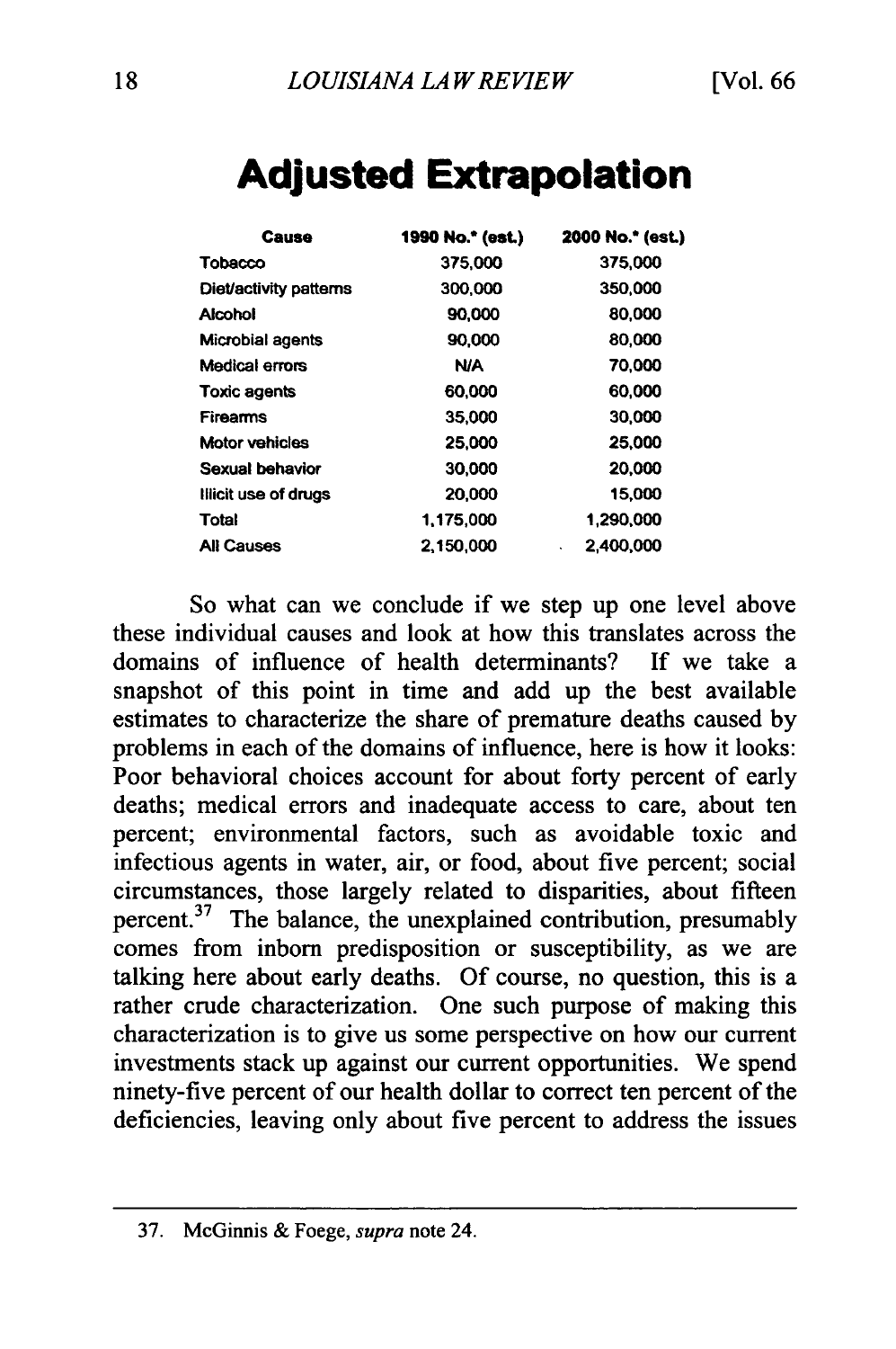# Adjusted Extrapolation

| Cause | 1990 No.* (est.) | 2000 No.* (est.) |
|---|---|---|
| Tobacco | 375,000 | 375,000 |
| Diet/activity patterns | 300,000 | 350,000 |
| Alcohol | 90,000 | 80,000 |
| Microbial agents | 90,000 | 80,000 |
| Medical errors | N/A | 70,000 |
| Toxic agents | 60,000 | 60,000 |
| Firearms | 35,000 | 30,000 |
| Motor vehicles | 25,000 | 25,000 |
| Sexual behavior | 30,000 | 20,000 |
| Illicit use of drugs | 20,000 | 15,000 |
| Total | 1,175,000 | 1,290,000 |
| All Causes | 2,150,000 | 2,400,000 |

So what can we conclude if we step up one level above these individual causes and look at how this translates across the domains of influence of health determinants? If we take a snapshot of this point in time and add up the best available estimates to characterize the share of premature deaths caused by problems in each of the domains of influence, here is how it looks: Poor behavioral choices account for about forty percent of early deaths; medical errors and inadequate access to care, about ten percent; environmental factors, such as avoidable toxic and infectious agents in water, air, or food, about five percent; social circumstances, those largely related to disparities, about fifteen percent.[37] The balance, the unexplained contribution, presumably comes from inborn predisposition or susceptibility, as we are talking here about early deaths. Of course, no question, this is a rather crude characterization. One such purpose of making this characterization is to give us some perspective on how our current investments stack up against our current opportunities. We spend ninety-five percent of our health dollar to correct ten percent of the deficiencies, leaving only about five percent to address the issues

37. McGinnis & Foege, *supra* note 24.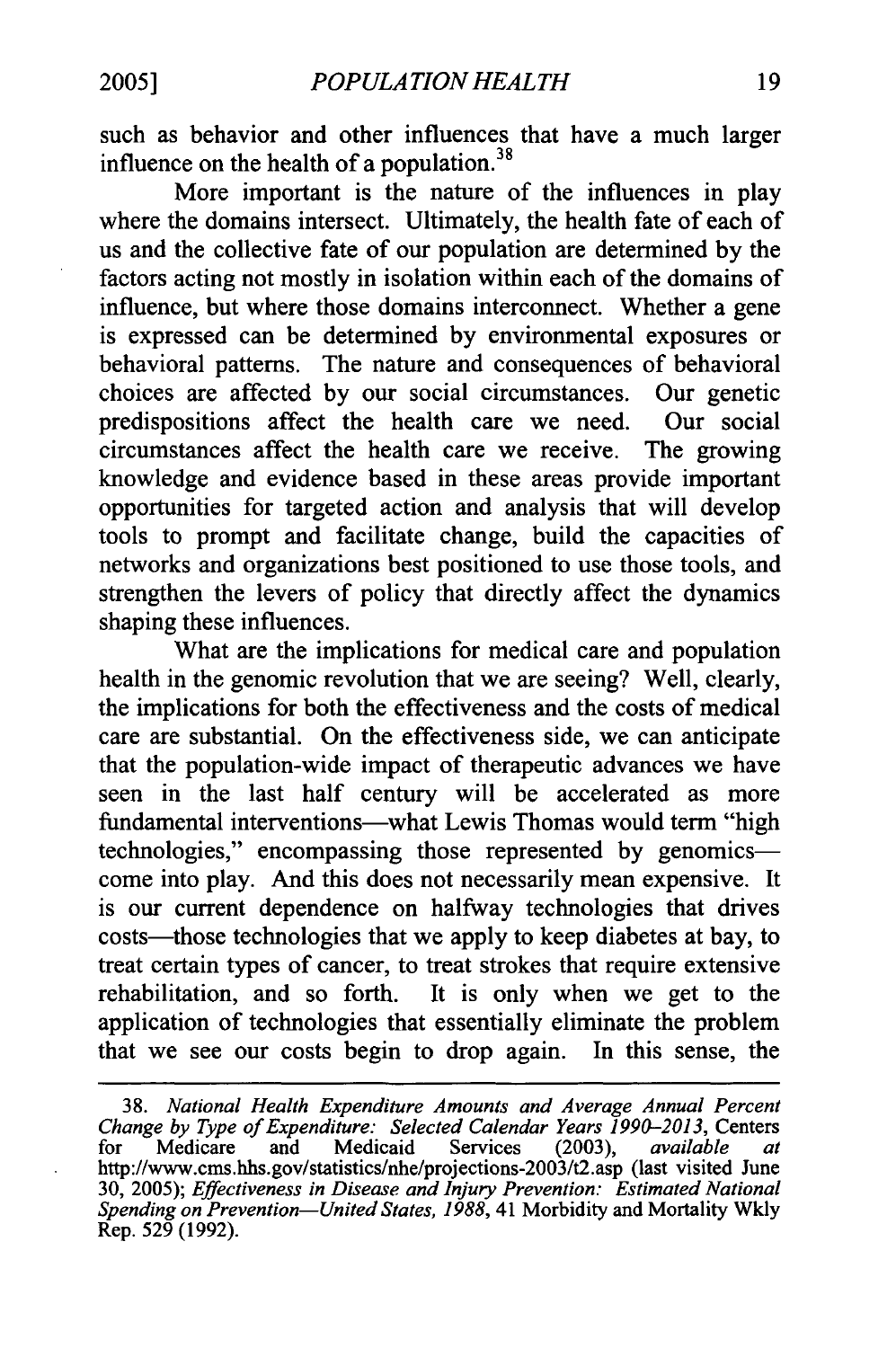such as behavior and other influences that have a much larger influence on the health of a population.[38]

More important is the nature of the influences in play where the domains intersect. Ultimately, the health fate of each of us and the collective fate of our population are determined by the factors acting not mostly in isolation within each of the domains of influence, but where those domains interconnect. Whether a gene is expressed can be determined by environmental exposures or behavioral patterns. The nature and consequences of behavioral choices are affected by our social circumstances. Our genetic predispositions affect the health care we need. Our social circumstances affect the health care we receive. The growing knowledge and evidence based in these areas provide important opportunities for targeted action and analysis that will develop tools to prompt and facilitate change, build the capacities of networks and organizations best positioned to use those tools, and strengthen the levers of policy that directly affect the dynamics shaping these influences.

What are the implications for medical care and population health in the genomic revolution that we are seeing? Well, clearly, the implications for both the effectiveness and the costs of medical care are substantial. On the effectiveness side, we can anticipate that the population-wide impact of therapeutic advances we have seen in the last half century will be accelerated as more fundamental interventions—what Lewis Thomas would term "high technologies," encompassing those represented by genomics—come into play. And this does not necessarily mean expensive. It is our current dependence on halfway technologies that drives costs—those technologies that we apply to keep diabetes at bay, to treat certain types of cancer, to treat strokes that require extensive rehabilitation, and so forth. It is only when we get to the application of technologies that essentially eliminate the problem that we see our costs begin to drop again. In this sense, the

---

38. *National Health Expenditure Amounts and Average Annual Percent Change by Type of Expenditure: Selected Calendar Years 1990–2013*, Centers for Medicare and Medicaid Services (2003), *available at* http://www.cms.hhs.gov/statistics/nhe/projections-2003/t2.asp (last visited June 30, 2005); *Effectiveness in Disease and Injury Prevention: Estimated National Spending on Prevention—United States, 1988*, 41 Morbidity and Mortality Wkly Rep. 529 (1992).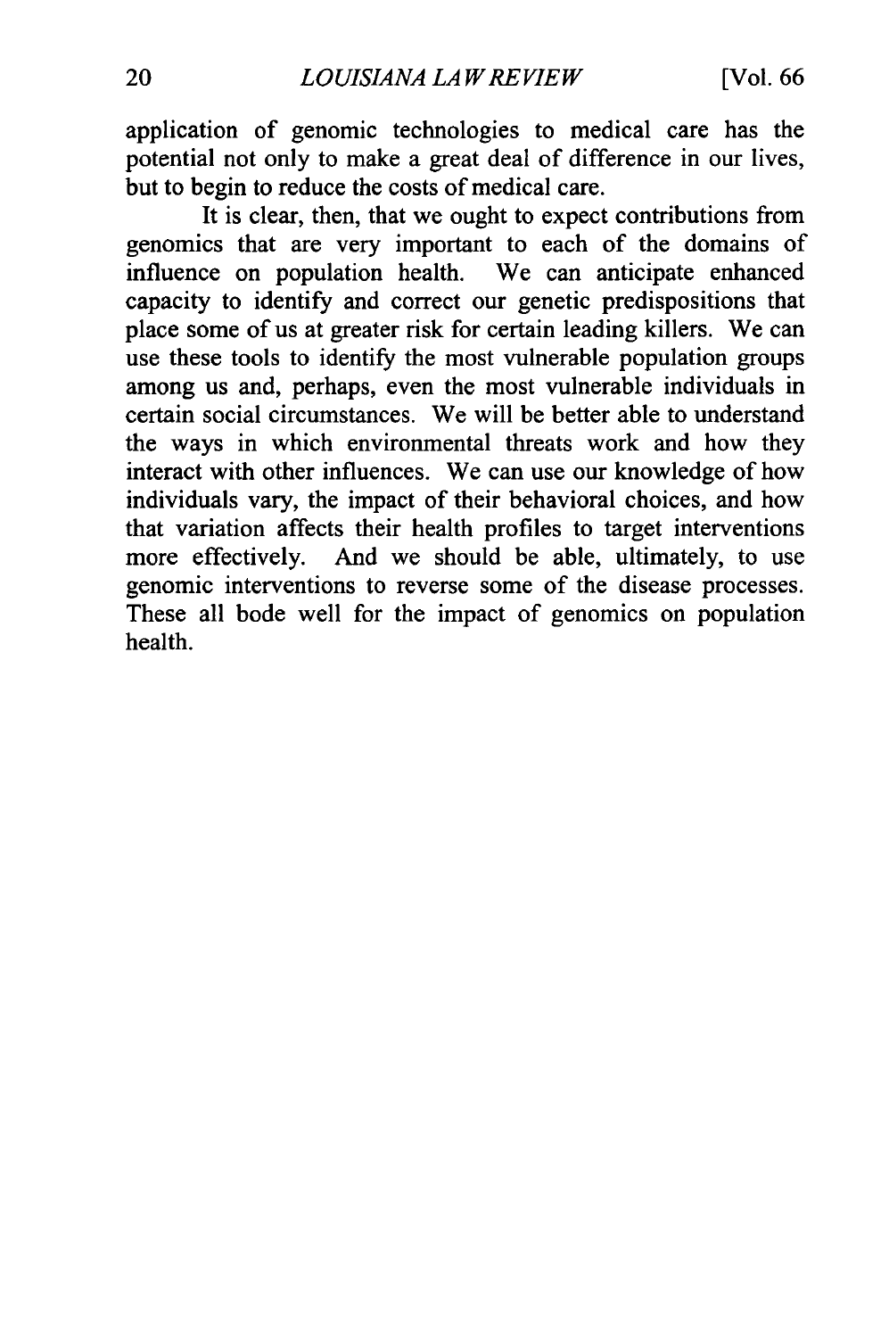application of genomic technologies to medical care has the potential not only to make a great deal of difference in our lives, but to begin to reduce the costs of medical care.

It is clear, then, that we ought to expect contributions from genomics that are very important to each of the domains of influence on population health. We can anticipate enhanced capacity to identify and correct our genetic predispositions that place some of us at greater risk for certain leading killers. We can use these tools to identify the most vulnerable population groups among us and, perhaps, even the most vulnerable individuals in certain social circumstances. We will be better able to understand the ways in which environmental threats work and how they interact with other influences. We can use our knowledge of how individuals vary, the impact of their behavioral choices, and how that variation affects their health profiles to target interventions more effectively. And we should be able, ultimately, to use genomic interventions to reverse some of the disease processes. These all bode well for the impact of genomics on population health.